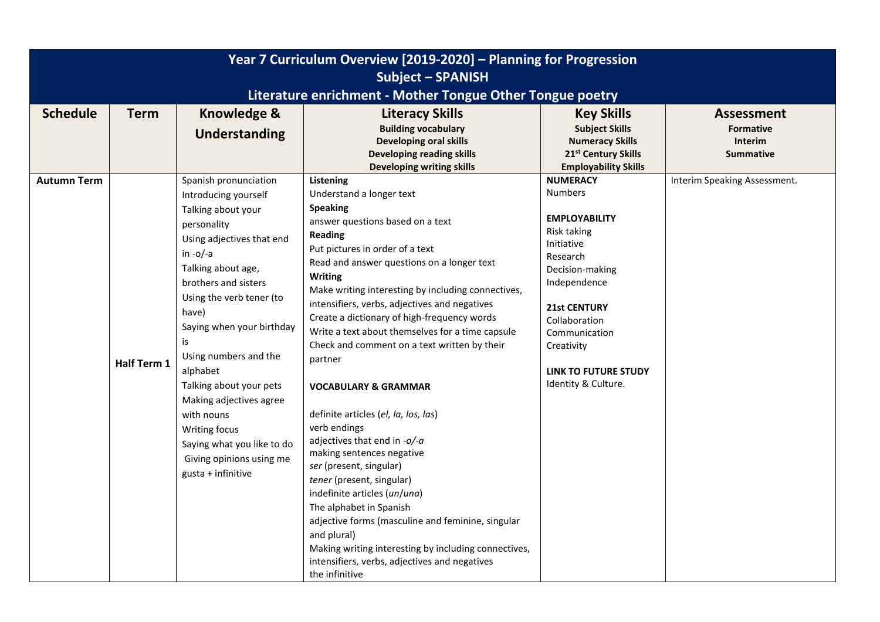# Year 7 Curriculum Overview [2019-2020] – Planning for Progression

## Subject – SPANISH

## Literature enrichment - Mother Tongue Other Tongue poetry

| Schedule | Term | Knowledge & Understanding | Literacy Skills<br>**Building vocabulary**<br>**Developing oral skills**<br>**Developing reading skills**<br>**Developing writing skills** | Key Skills<br>**Subject Skills**<br>**Numeracy Skills**<br>**21st Century Skills**<br>**Employability Skills** | Assessment<br>**Formative**<br>**Interim**<br>**Summative** |
|---|---|---|---|---|---|
| **Autumn Term** | **Half Term 1** | Spanish pronunciation<br>Introducing yourself<br>Talking about your personality<br>Using adjectives that end in -o/-a<br>Talking about age, brothers and sisters<br>Using the verb tener (to have)<br>Saying when your birthday is<br>Using numbers and the alphabet<br>Talking about your pets<br>Making adjectives agree with nouns<br>Writing focus<br>Saying what you like to do<br>Giving opinions using me gusta + infinitive | **Listening**<br>Understand a longer text<br>**Speaking**<br>answer questions based on a text<br>**Reading**<br>Put pictures in order of a text<br>Read and answer questions on a longer text<br>**Writing**<br>Make writing interesting by including connectives, intensifiers, verbs, adjectives and negatives<br>Create a dictionary of high-frequency words<br>Write a text about themselves for a time capsule<br>Check and comment on a text written by their partner<br><br>**VOCABULARY & GRAMMAR**<br><br>definite articles (*el, la, los, las*)<br>verb endings<br>adjectives that end in *-o/-a*<br>making sentences negative<br>*ser* (present, singular)<br>*tener* (present, singular)<br>indefinite articles (*un*/*una*)<br>The alphabet in Spanish<br>adjective forms (masculine and feminine, singular and plural)<br>Making writing interesting by including connectives, intensifiers, verbs, adjectives and negatives<br>the infinitive | **NUMERACY**<br>Numbers<br><br>**EMPLOYABILITY**<br>Risk taking<br>Initiative<br>Research<br>Decision-making<br>Independence<br><br>**21st CENTURY**<br>Collaboration<br>Communication<br>Creativity<br><br>**LINK TO FUTURE STUDY**<br>Identity & Culture. | Interim Speaking Assessment. |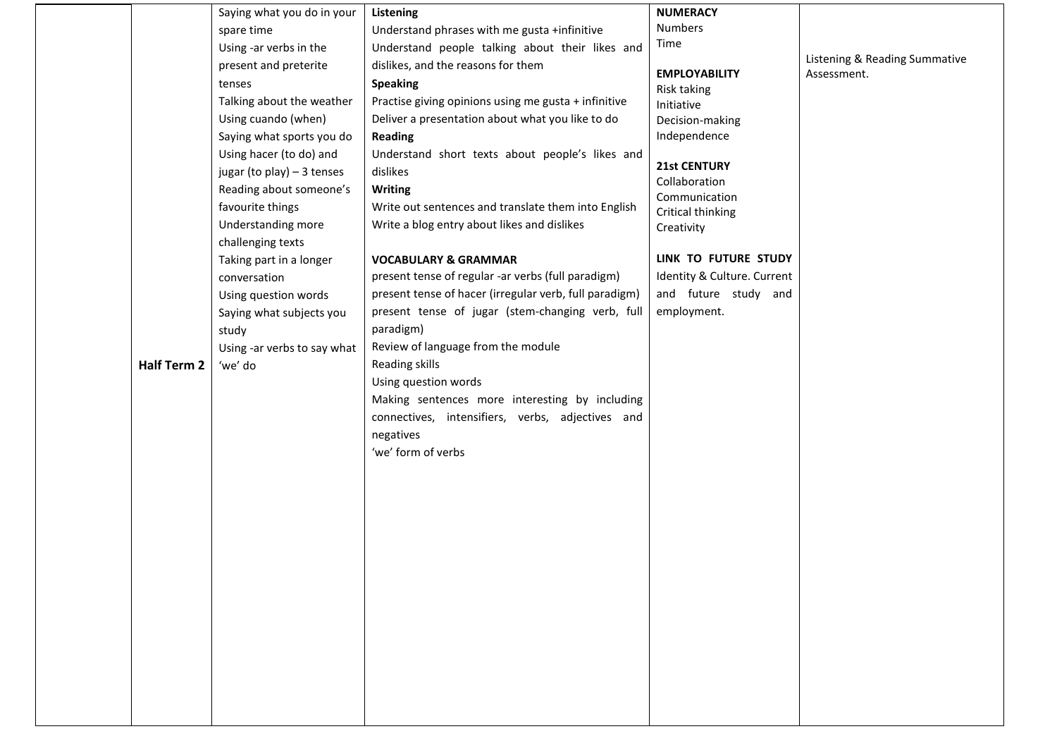| | | | | | |
|---|---|---|---|---|---|
| | Half Term 2 | Saying what you do in your spare time<br>Using -ar verbs in the present and preterite tenses<br>Talking about the weather<br>Using cuando (when)<br>Saying what sports you do<br>Using hacer (to do) and jugar (to play) – 3 tenses<br>Reading about someone's favourite things<br>Understanding more challenging texts<br>Taking part in a longer conversation<br>Using question words<br>Saying what subjects you study<br>Using -ar verbs to say what 'we' do | **Listening**<br>Understand phrases with me gusta +infinitive<br>Understand people talking about their likes and dislikes, and the reasons for them<br>**Speaking**<br>Practise giving opinions using me gusta + infinitive<br>Deliver a presentation about what you like to do<br>**Reading**<br>Understand short texts about people's likes and dislikes<br>**Writing**<br>Write out sentences and translate them into English<br>Write a blog entry about likes and dislikes<br><br>**VOCABULARY & GRAMMAR**<br>present tense of regular -ar verbs (full paradigm)<br>present tense of hacer (irregular verb, full paradigm)<br>present tense of jugar (stem-changing verb, full paradigm)<br>Review of language from the module<br>Reading skills<br>Using question words<br>Making sentences more interesting by including connectives, intensifiers, verbs, adjectives and negatives<br>'we' form of verbs | **NUMERACY**<br>Numbers<br>Time<br><br>**EMPLOYABILITY**<br>Risk taking<br>Initiative<br>Decision-making<br>Independence<br><br>**21st CENTURY**<br>Collaboration<br>Communication<br>Critical thinking<br>Creativity<br><br>**LINK TO FUTURE STUDY**<br>Identity & Culture. Current and future study and employment. | Listening & Reading Summative Assessment. |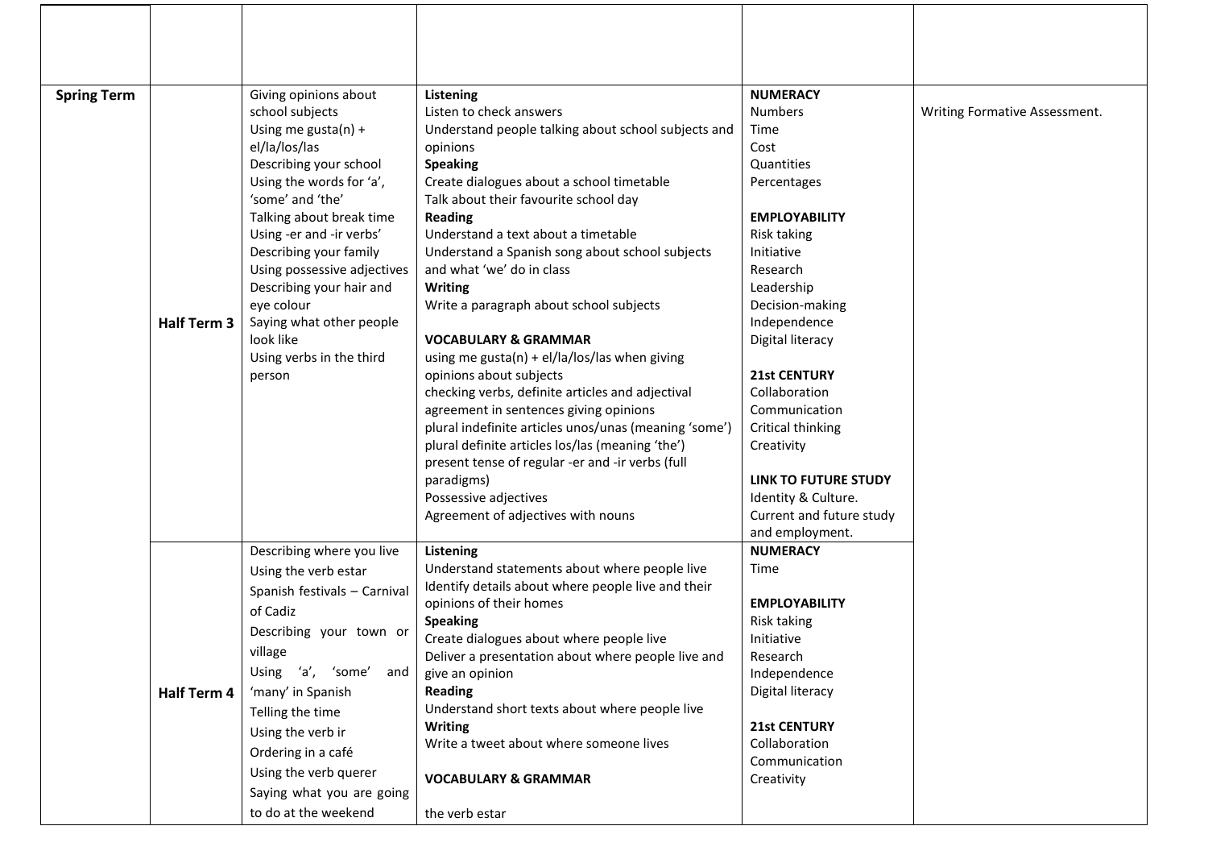| | | | | | |
|---|---|---|---|---|---|
| | | | | | |
| **Spring Term** | **Half Term 3** | Giving opinions about school subjects<br>Using me gusta(n) + el/la/los/las<br>Describing your school<br>Using the words for 'a', 'some' and 'the'<br>Talking about break time<br>Using -er and -ir verbs'<br>Describing your family<br>Using possessive adjectives<br>Describing your hair and eye colour<br>Saying what other people look like<br>Using verbs in the third person | **Listening**<br>Listen to check answers<br>Understand people talking about school subjects and opinions<br>**Speaking**<br>Create dialogues about a school timetable<br>Talk about their favourite school day<br>**Reading**<br>Understand a text about a timetable<br>Understand a Spanish song about school subjects and what 'we' do in class<br>**Writing**<br>Write a paragraph about school subjects<br><br>**VOCABULARY & GRAMMAR**<br>using me gusta(n) + el/la/los/las when giving opinions about subjects<br>checking verbs, definite articles and adjectival agreement in sentences giving opinions<br>plural indefinite articles unos/unas (meaning 'some')<br>plural definite articles los/las (meaning 'the')<br>present tense of regular -er and -ir verbs (full paradigms)<br>Possessive adjectives<br>Agreement of adjectives with nouns | **NUMERACY**<br>Numbers<br>Time<br>Cost<br>Quantities<br>Percentages<br><br>**EMPLOYABILITY**<br>Risk taking<br>Initiative<br>Research<br>Leadership<br>Decision-making<br>Independence<br>Digital literacy<br><br>**21st CENTURY**<br>Collaboration<br>Communication<br>Critical thinking<br>Creativity<br><br>**LINK TO FUTURE STUDY**<br>Identity & Culture.<br>Current and future study and employment. | Writing Formative Assessment. |
| | **Half Term 4** | Describing where you live<br>Using the verb estar<br>Spanish festivals – Carnival of Cadiz<br>Describing your town or village<br>Using 'a', 'some' and 'many' in Spanish<br>Telling the time<br>Using the verb ir<br>Ordering in a café<br>Using the verb querer<br>Saying what you are going to do at the weekend | **Listening**<br>Understand statements about where people live<br>Identify details about where people live and their opinions of their homes<br>**Speaking**<br>Create dialogues about where people live<br>Deliver a presentation about where people live and give an opinion<br>**Reading**<br>Understand short texts about where people live<br>**Writing**<br>Write a tweet about where someone lives<br><br>**VOCABULARY & GRAMMAR**<br><br>the verb estar | **NUMERACY**<br>Time<br><br>**EMPLOYABILITY**<br>Risk taking<br>Initiative<br>Research<br>Independence<br>Digital literacy<br><br>**21st CENTURY**<br>Collaboration<br>Communication<br>Creativity | |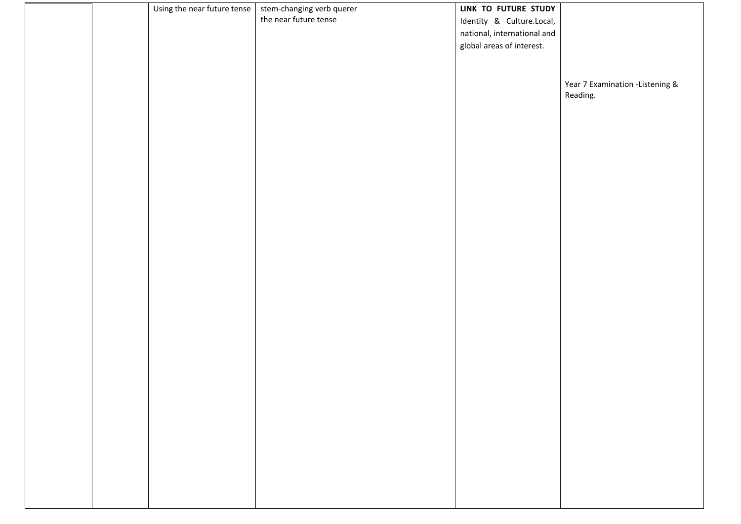| | | | | | |
|---|---|---|---|---|---|
| | | Using the near future tense | stem-changing verb querer<br>the near future tense | **LINK TO FUTURE STUDY**<br>Identity & Culture.Local, national, international and global areas of interest. | Year 7 Examination -Listening & Reading. |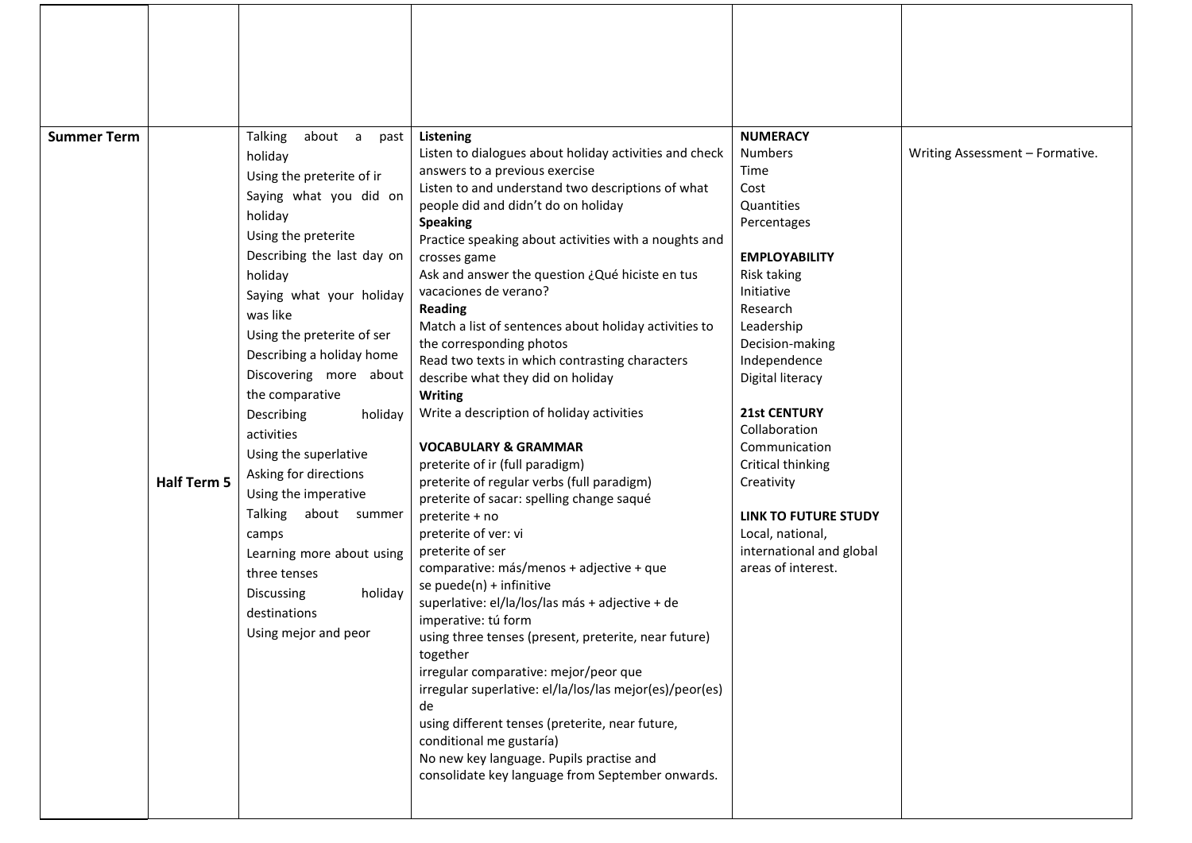| | | | | | |
|---|---|---|---|---|---|
| | | | | | |
| **Summer Term** | **Half Term 5** | Talking about a past holiday<br>Using the preterite of ir<br>Saying what you did on holiday<br>Using the preterite<br>Describing the last day on holiday<br>Saying what your holiday was like<br>Using the preterite of ser<br>Describing a holiday home<br>Discovering more about the comparative<br>Describing holiday activities<br>Using the superlative<br>Asking for directions<br>Using the imperative<br>Talking about summer camps<br>Learning more about using three tenses<br>Discussing holiday destinations<br>Using mejor and peor | **Listening**<br>Listen to dialogues about holiday activities and check answers to a previous exercise<br>Listen to and understand two descriptions of what people did and didn't do on holiday<br>**Speaking**<br>Practice speaking about activities with a noughts and crosses game<br>Ask and answer the question ¿Qué hiciste en tus vacaciones de verano?<br>**Reading**<br>Match a list of sentences about holiday activities to the corresponding photos<br>Read two texts in which contrasting characters describe what they did on holiday<br>**Writing**<br>Write a description of holiday activities<br><br>**VOCABULARY & GRAMMAR**<br>preterite of ir (full paradigm)<br>preterite of regular verbs (full paradigm)<br>preterite of sacar: spelling change saqué<br>preterite + no<br>preterite of ver: vi<br>preterite of ser<br>comparative: más/menos + adjective + que<br>se puede(n) + infinitive<br>superlative: el/la/los/las más + adjective + de<br>imperative: tú form<br>using three tenses (present, preterite, near future) together<br>irregular comparative: mejor/peor que<br>irregular superlative: el/la/los/las mejor(es)/peor(es) de<br>using different tenses (preterite, near future, conditional me gustaría)<br>No new key language. Pupils practise and consolidate key language from September onwards. | **NUMERACY**<br>Numbers<br>Time<br>Cost<br>Quantities<br>Percentages<br><br>**EMPLOYABILITY**<br>Risk taking<br>Initiative<br>Research<br>Leadership<br>Decision-making<br>Independence<br>Digital literacy<br><br>**21st CENTURY**<br>Collaboration<br>Communication<br>Critical thinking<br>Creativity<br><br>**LINK TO FUTURE STUDY**<br>Local, national, international and global areas of interest. | Writing Assessment – Formative. |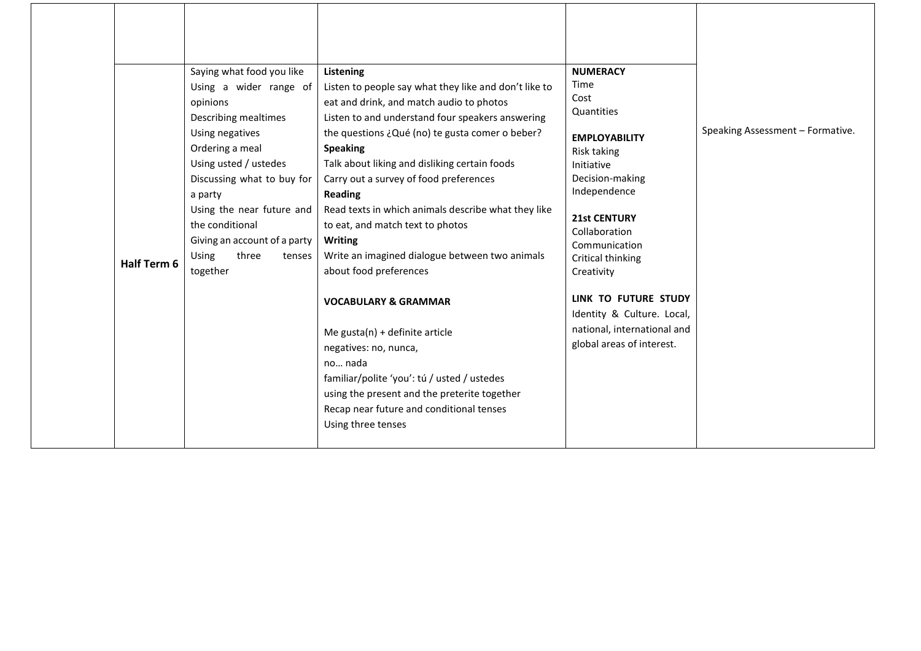| | | | | | |
|---|---|---|---|---|---|
| | | | | | |
| | Half Term 6 | Saying what food you like<br>Using a wider range of opinions<br>Describing mealtimes<br>Using negatives<br>Ordering a meal<br>Using usted / ustedes<br>Discussing what to buy for a party<br>Using the near future and the conditional<br>Giving an account of a party<br>Using three tenses together | **Listening**<br>Listen to people say what they like and don't like to eat and drink, and match audio to photos<br>Listen to and understand four speakers answering the questions ¿Qué (no) te gusta comer o beber?<br>**Speaking**<br>Talk about liking and disliking certain foods<br>Carry out a survey of food preferences<br>**Reading**<br>Read texts in which animals describe what they like to eat, and match text to photos<br>**Writing**<br>Write an imagined dialogue between two animals about food preferences<br><br>**VOCABULARY & GRAMMAR**<br><br>Me gusta(n) + definite article<br>negatives: no, nunca,<br>no… nada<br>familiar/polite 'you': tú / usted / ustedes<br>using the present and the preterite together<br>Recap near future and conditional tenses<br>Using three tenses | **NUMERACY**<br>Time<br>Cost<br>Quantities<br><br>**EMPLOYABILITY**<br>Risk taking<br>Initiative<br>Decision-making<br>Independence<br><br>**21st CENTURY**<br>Collaboration<br>Communication<br>Critical thinking<br>Creativity<br><br>**LINK TO FUTURE STUDY**<br>Identity & Culture. Local, national, international and global areas of interest. | Speaking Assessment – Formative. |